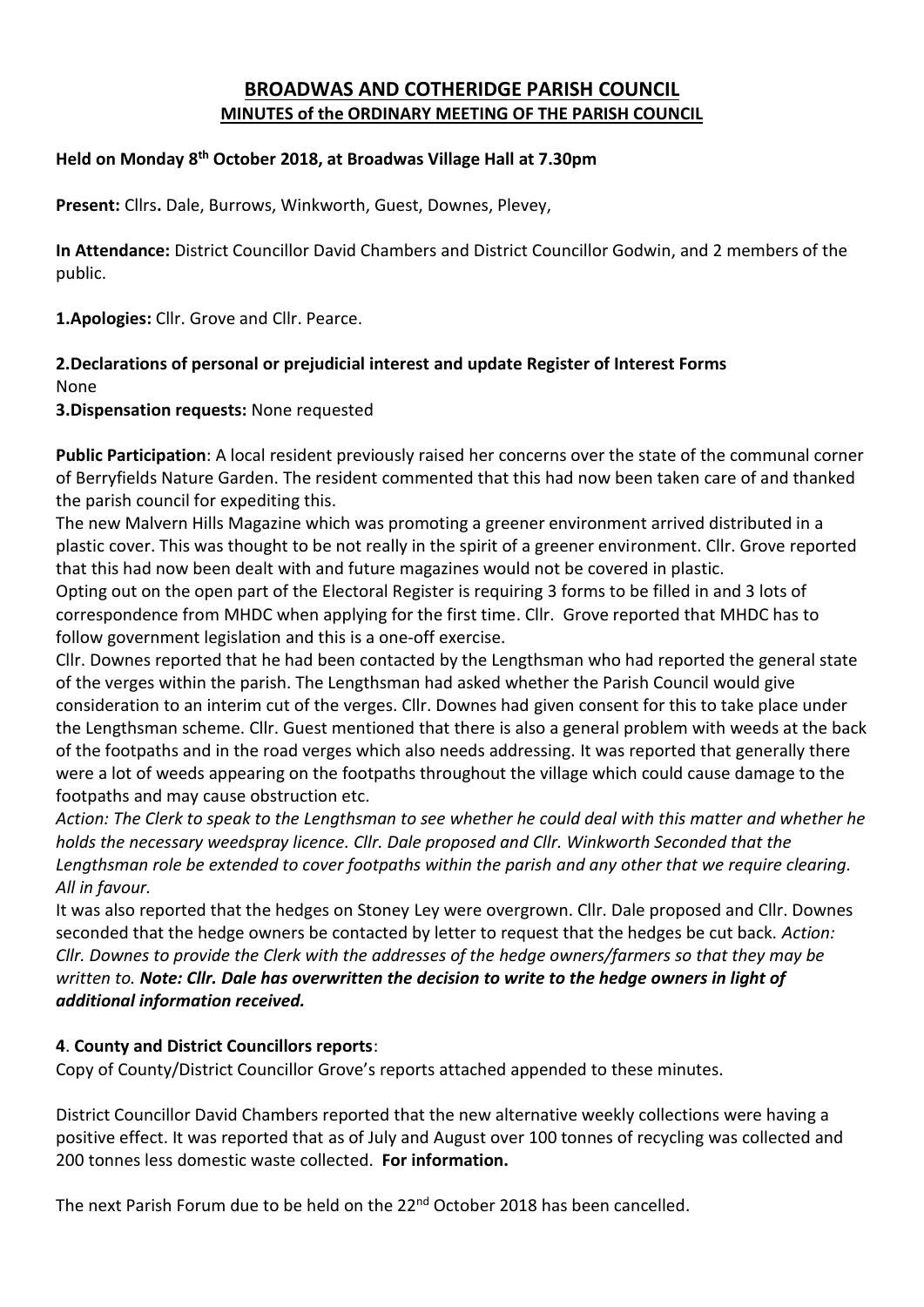# BROADWAS AND COTHERIDGE PARISH COUNCIL

## MINUTES of the ORDINARY MEETING OF THE PARISH COUNCIL

**Held on Monday 8th October 2018, at Broadwas Village Hall at 7.30pm**

**Present:** Cllrs**.** Dale, Burrows, Winkworth, Guest, Downes, Plevey,

**In Attendance:** District Councillor David Chambers and District Councillor Godwin, and 2 members of the public.

**1.Apologies:** Cllr. Grove and Cllr. Pearce.

**2.Declarations of personal or prejudicial interest and update Register of Interest Forms**

None

**3.Dispensation requests:** None requested

**Public Participation**: A local resident previously raised her concerns over the state of the communal corner of Berryfields Nature Garden. The resident commented that this had now been taken care of and thanked the parish council for expediting this.

The new Malvern Hills Magazine which was promoting a greener environment arrived distributed in a plastic cover. This was thought to be not really in the spirit of a greener environment. Cllr. Grove reported that this had now been dealt with and future magazines would not be covered in plastic.

Opting out on the open part of the Electoral Register is requiring 3 forms to be filled in and 3 lots of correspondence from MHDC when applying for the first time. Cllr. Grove reported that MHDC has to follow government legislation and this is a one-off exercise.

Cllr. Downes reported that he had been contacted by the Lengthsman who had reported the general state of the verges within the parish. The Lengthsman had asked whether the Parish Council would give consideration to an interim cut of the verges. Cllr. Downes had given consent for this to take place under the Lengthsman scheme. Cllr. Guest mentioned that there is also a general problem with weeds at the back of the footpaths and in the road verges which also needs addressing. It was reported that generally there were a lot of weeds appearing on the footpaths throughout the village which could cause damage to the footpaths and may cause obstruction etc.

*Action: The Clerk to speak to the Lengthsman to see whether he could deal with this matter and whether he holds the necessary weedspray licence. Cllr. Dale proposed and Cllr. Winkworth Seconded that the Lengthsman role be extended to cover footpaths within the parish and any other that we require clearing. All in favour.*

It was also reported that the hedges on Stoney Ley were overgrown. Cllr. Dale proposed and Cllr. Downes seconded that the hedge owners be contacted by letter to request that the hedges be cut back. *Action: Cllr. Downes to provide the Clerk with the addresses of the hedge owners/farmers so that they may be written to.* ***Note: Cllr. Dale has overwritten the decision to write to the hedge owners in light of additional information received.***

**4**. **County and District Councillors reports**:

Copy of County/District Councillor Grove's reports attached appended to these minutes.

District Councillor David Chambers reported that the new alternative weekly collections were having a positive effect. It was reported that as of July and August over 100 tonnes of recycling was collected and 200 tonnes less domestic waste collected. **For information.**

The next Parish Forum due to be held on the 22nd October 2018 has been cancelled.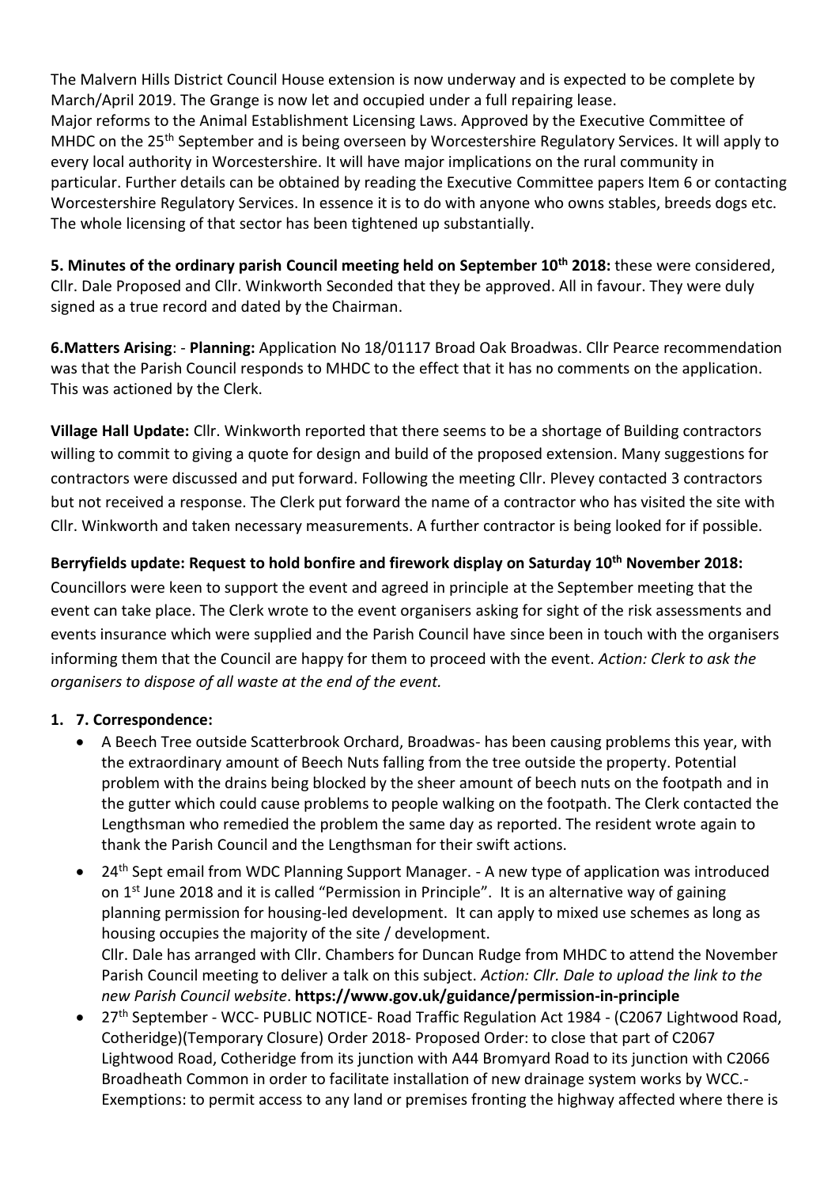The Malvern Hills District Council House extension is now underway and is expected to be complete by March/April 2019. The Grange is now let and occupied under a full repairing lease.
Major reforms to the Animal Establishment Licensing Laws. Approved by the Executive Committee of MHDC on the 25th September and is being overseen by Worcestershire Regulatory Services. It will apply to every local authority in Worcestershire. It will have major implications on the rural community in particular. Further details can be obtained by reading the Executive Committee papers Item 6 or contacting Worcestershire Regulatory Services. In essence it is to do with anyone who owns stables, breeds dogs etc. The whole licensing of that sector has been tightened up substantially.

**5. Minutes of the ordinary parish Council meeting held on September 10th 2018:** these were considered, Cllr. Dale Proposed and Cllr. Winkworth Seconded that they be approved. All in favour. They were duly signed as a true record and dated by the Chairman.

**6.Matters Arising**: - **Planning:** Application No 18/01117 Broad Oak Broadwas. Cllr Pearce recommendation was that the Parish Council responds to MHDC to the effect that it has no comments on the application. This was actioned by the Clerk.

**Village Hall Update:** Cllr. Winkworth reported that there seems to be a shortage of Building contractors willing to commit to giving a quote for design and build of the proposed extension. Many suggestions for contractors were discussed and put forward. Following the meeting Cllr. Plevey contacted 3 contractors but not received a response. The Clerk put forward the name of a contractor who has visited the site with Cllr. Winkworth and taken necessary measurements. A further contractor is being looked for if possible.

**Berryfields update: Request to hold bonfire and firework display on Saturday 10th November 2018:**
Councillors were keen to support the event and agreed in principle at the September meeting that the event can take place. The Clerk wrote to the event organisers asking for sight of the risk assessments and events insurance which were supplied and the Parish Council have since been in touch with the organisers informing them that the Council are happy for them to proceed with the event. *Action: Clerk to ask the organisers to dispose of all waste at the end of the event.*

1. **7. Correspondence:**
   - A Beech Tree outside Scatterbrook Orchard, Broadwas- has been causing problems this year, with the extraordinary amount of Beech Nuts falling from the tree outside the property. Potential problem with the drains being blocked by the sheer amount of beech nuts on the footpath and in the gutter which could cause problems to people walking on the footpath. The Clerk contacted the Lengthsman who remedied the problem the same day as reported. The resident wrote again to thank the Parish Council and the Lengthsman for their swift actions.
   - 24th Sept email from WDC Planning Support Manager. - A new type of application was introduced on 1st June 2018 and it is called "Permission in Principle". It is an alternative way of gaining planning permission for housing-led development. It can apply to mixed use schemes as long as housing occupies the majority of the site / development.
     Cllr. Dale has arranged with Cllr. Chambers for Duncan Rudge from MHDC to attend the November Parish Council meeting to deliver a talk on this subject. *Action: Cllr. Dale to upload the link to the new Parish Council website*. **https://www.gov.uk/guidance/permission-in-principle**
   - 27th September - WCC- PUBLIC NOTICE- Road Traffic Regulation Act 1984 - (C2067 Lightwood Road, Cotheridge)(Temporary Closure) Order 2018- Proposed Order: to close that part of C2067 Lightwood Road, Cotheridge from its junction with A44 Bromyard Road to its junction with C2066 Broadheath Common in order to facilitate installation of new drainage system works by WCC.- Exemptions: to permit access to any land or premises fronting the highway affected where there is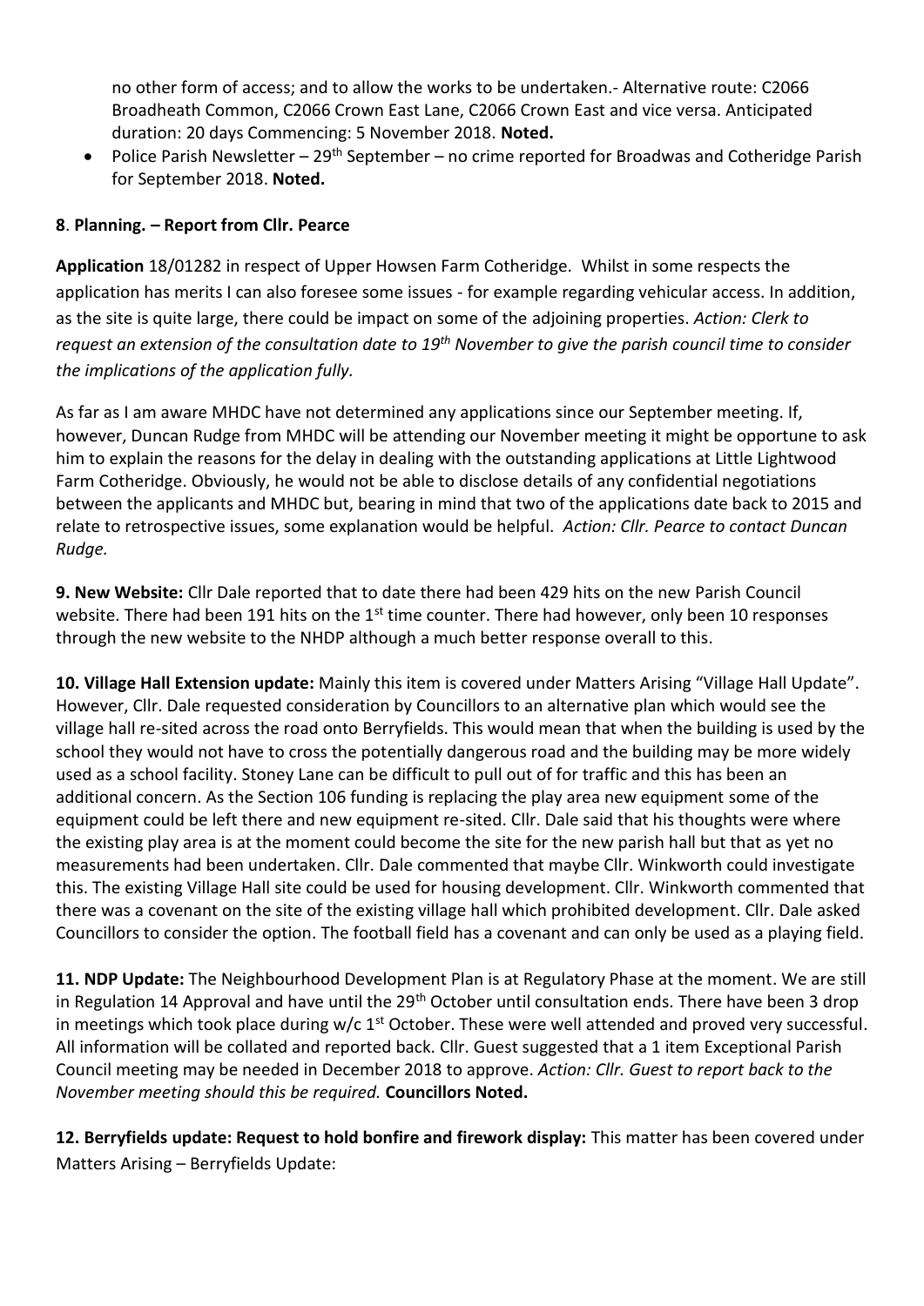no other form of access; and to allow the works to be undertaken.- Alternative route: C2066 Broadheath Common, C2066 Crown East Lane, C2066 Crown East and vice versa. Anticipated duration: 20 days Commencing: 5 November 2018. **Noted.**

- Police Parish Newsletter – 29th September – no crime reported for Broadwas and Cotheridge Parish for September 2018. **Noted.**

**8**. **Planning. – Report from Cllr. Pearce**

**Application** 18/01282 in respect of Upper Howsen Farm Cotheridge. Whilst in some respects the application has merits I can also foresee some issues - for example regarding vehicular access. In addition, as the site is quite large, there could be impact on some of the adjoining properties. *Action: Clerk to request an extension of the consultation date to 19th November to give the parish council time to consider the implications of the application fully.*

As far as I am aware MHDC have not determined any applications since our September meeting. If, however, Duncan Rudge from MHDC will be attending our November meeting it might be opportune to ask him to explain the reasons for the delay in dealing with the outstanding applications at Little Lightwood Farm Cotheridge. Obviously, he would not be able to disclose details of any confidential negotiations between the applicants and MHDC but, bearing in mind that two of the applications date back to 2015 and relate to retrospective issues, some explanation would be helpful. *Action: Cllr. Pearce to contact Duncan Rudge.*

**9. New Website:** Cllr Dale reported that to date there had been 429 hits on the new Parish Council website. There had been 191 hits on the 1st time counter. There had however, only been 10 responses through the new website to the NHDP although a much better response overall to this.

**10. Village Hall Extension update:** Mainly this item is covered under Matters Arising "Village Hall Update". However, Cllr. Dale requested consideration by Councillors to an alternative plan which would see the village hall re-sited across the road onto Berryfields. This would mean that when the building is used by the school they would not have to cross the potentially dangerous road and the building may be more widely used as a school facility. Stoney Lane can be difficult to pull out of for traffic and this has been an additional concern. As the Section 106 funding is replacing the play area new equipment some of the equipment could be left there and new equipment re-sited. Cllr. Dale said that his thoughts were where the existing play area is at the moment could become the site for the new parish hall but that as yet no measurements had been undertaken. Cllr. Dale commented that maybe Cllr. Winkworth could investigate this. The existing Village Hall site could be used for housing development. Cllr. Winkworth commented that there was a covenant on the site of the existing village hall which prohibited development. Cllr. Dale asked Councillors to consider the option. The football field has a covenant and can only be used as a playing field.

**11. NDP Update:** The Neighbourhood Development Plan is at Regulatory Phase at the moment. We are still in Regulation 14 Approval and have until the 29th October until consultation ends. There have been 3 drop in meetings which took place during w/c 1st October. These were well attended and proved very successful. All information will be collated and reported back. Cllr. Guest suggested that a 1 item Exceptional Parish Council meeting may be needed in December 2018 to approve. *Action: Cllr. Guest to report back to the November meeting should this be required.* **Councillors Noted.**

**12. Berryfields update: Request to hold bonfire and firework display:** This matter has been covered under Matters Arising – Berryfields Update: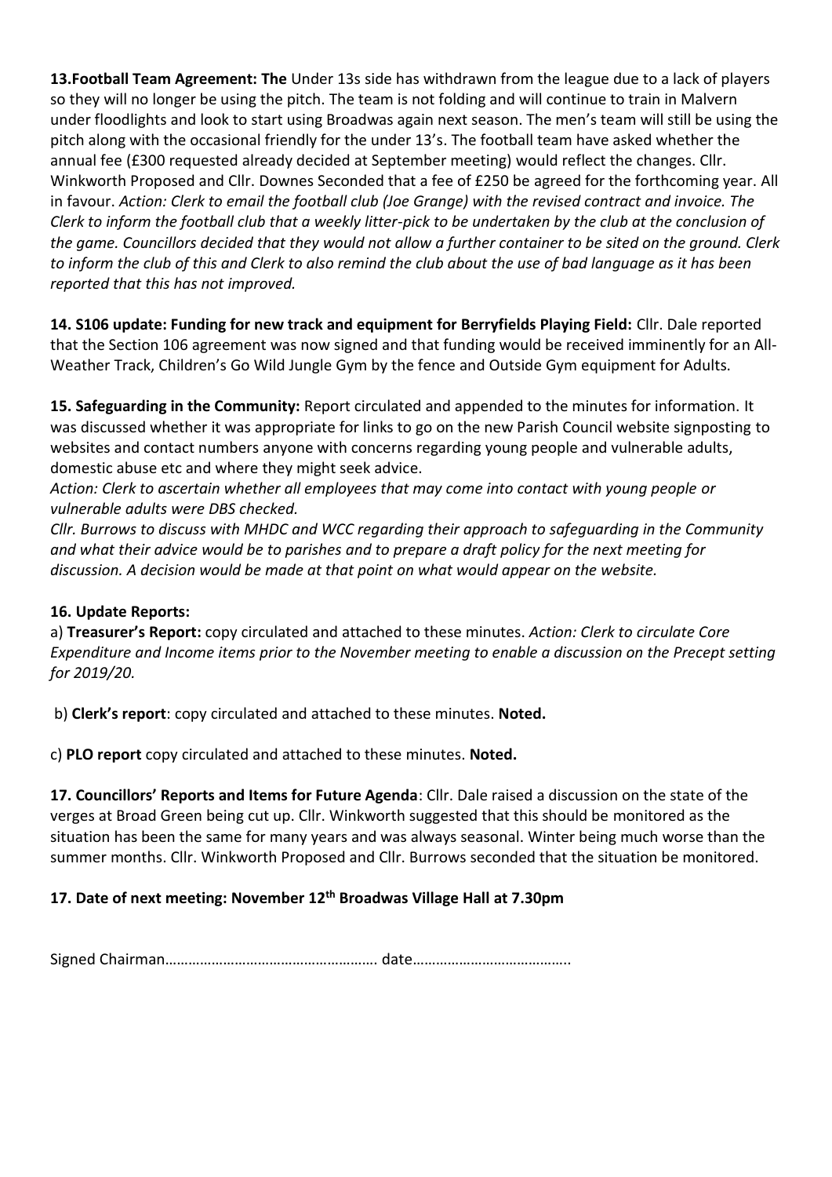**13.Football Team Agreement: The** Under 13s side has withdrawn from the league due to a lack of players so they will no longer be using the pitch. The team is not folding and will continue to train in Malvern under floodlights and look to start using Broadwas again next season. The men's team will still be using the pitch along with the occasional friendly for the under 13's. The football team have asked whether the annual fee (£300 requested already decided at September meeting) would reflect the changes. Cllr. Winkworth Proposed and Cllr. Downes Seconded that a fee of £250 be agreed for the forthcoming year. All in favour. *Action: Clerk to email the football club (Joe Grange) with the revised contract and invoice. The Clerk to inform the football club that a weekly litter-pick to be undertaken by the club at the conclusion of the game. Councillors decided that they would not allow a further container to be sited on the ground. Clerk to inform the club of this and Clerk to also remind the club about the use of bad language as it has been reported that this has not improved.*

**14. S106 update: Funding for new track and equipment for Berryfields Playing Field:** Cllr. Dale reported that the Section 106 agreement was now signed and that funding would be received imminently for an All-Weather Track, Children's Go Wild Jungle Gym by the fence and Outside Gym equipment for Adults.

**15. Safeguarding in the Community:** Report circulated and appended to the minutes for information. It was discussed whether it was appropriate for links to go on the new Parish Council website signposting to websites and contact numbers anyone with concerns regarding young people and vulnerable adults, domestic abuse etc and where they might seek advice.

*Action: Clerk to ascertain whether all employees that may come into contact with young people or vulnerable adults were DBS checked.*

*Cllr. Burrows to discuss with MHDC and WCC regarding their approach to safeguarding in the Community and what their advice would be to parishes and to prepare a draft policy for the next meeting for discussion. A decision would be made at that point on what would appear on the website.*

**16. Update Reports:**

a) **Treasurer's Report:** copy circulated and attached to these minutes. *Action: Clerk to circulate Core Expenditure and Income items prior to the November meeting to enable a discussion on the Precept setting for 2019/20.*

b) **Clerk's report**: copy circulated and attached to these minutes. **Noted.**

c) **PLO report** copy circulated and attached to these minutes. **Noted.**

**17. Councillors' Reports and Items for Future Agenda**: Cllr. Dale raised a discussion on the state of the verges at Broad Green being cut up. Cllr. Winkworth suggested that this should be monitored as the situation has been the same for many years and was always seasonal. Winter being much worse than the summer months. Cllr. Winkworth Proposed and Cllr. Burrows seconded that the situation be monitored.

**17. Date of next meeting: November 12th Broadwas Village Hall at 7.30pm**

Signed Chairman………………………………………………. date…………………………………..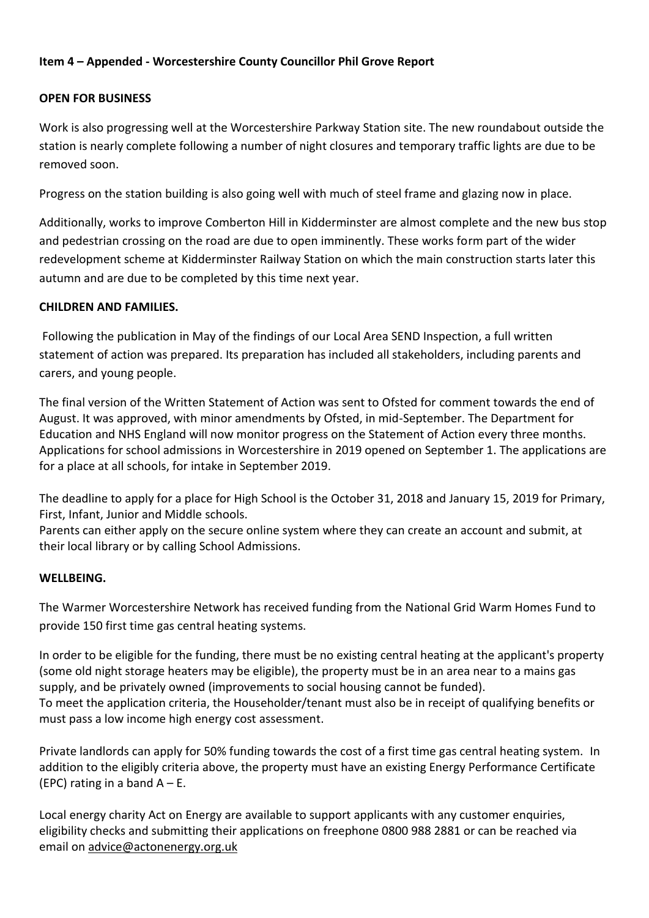**Item 4 – Appended - Worcestershire County Councillor Phil Grove Report**

**OPEN FOR BUSINESS**

Work is also progressing well at the Worcestershire Parkway Station site. The new roundabout outside the station is nearly complete following a number of night closures and temporary traffic lights are due to be removed soon.

Progress on the station building is also going well with much of steel frame and glazing now in place.

Additionally, works to improve Comberton Hill in Kidderminster are almost complete and the new bus stop and pedestrian crossing on the road are due to open imminently. These works form part of the wider redevelopment scheme at Kidderminster Railway Station on which the main construction starts later this autumn and are due to be completed by this time next year.

**CHILDREN AND FAMILIES.**

Following the publication in May of the findings of our Local Area SEND Inspection, a full written statement of action was prepared. Its preparation has included all stakeholders, including parents and carers, and young people.

The final version of the Written Statement of Action was sent to Ofsted for comment towards the end of August. It was approved, with minor amendments by Ofsted, in mid-September. The Department for Education and NHS England will now monitor progress on the Statement of Action every three months. Applications for school admissions in Worcestershire in 2019 opened on September 1. The applications are for a place at all schools, for intake in September 2019.

The deadline to apply for a place for High School is the October 31, 2018 and January 15, 2019 for Primary, First, Infant, Junior and Middle schools.
Parents can either apply on the secure online system where they can create an account and submit, at their local library or by calling School Admissions.

**WELLBEING.**

The Warmer Worcestershire Network has received funding from the National Grid Warm Homes Fund to provide 150 first time gas central heating systems.

In order to be eligible for the funding, there must be no existing central heating at the applicant's property (some old night storage heaters may be eligible), the property must be in an area near to a mains gas supply, and be privately owned (improvements to social housing cannot be funded).
To meet the application criteria, the Householder/tenant must also be in receipt of qualifying benefits or must pass a low income high energy cost assessment.

Private landlords can apply for 50% funding towards the cost of a first time gas central heating system. In addition to the eligibly criteria above, the property must have an existing Energy Performance Certificate (EPC) rating in a band A – E.

Local energy charity Act on Energy are available to support applicants with any customer enquiries, eligibility checks and submitting their applications on freephone 0800 988 2881 or can be reached via email on advice@actonenergy.org.uk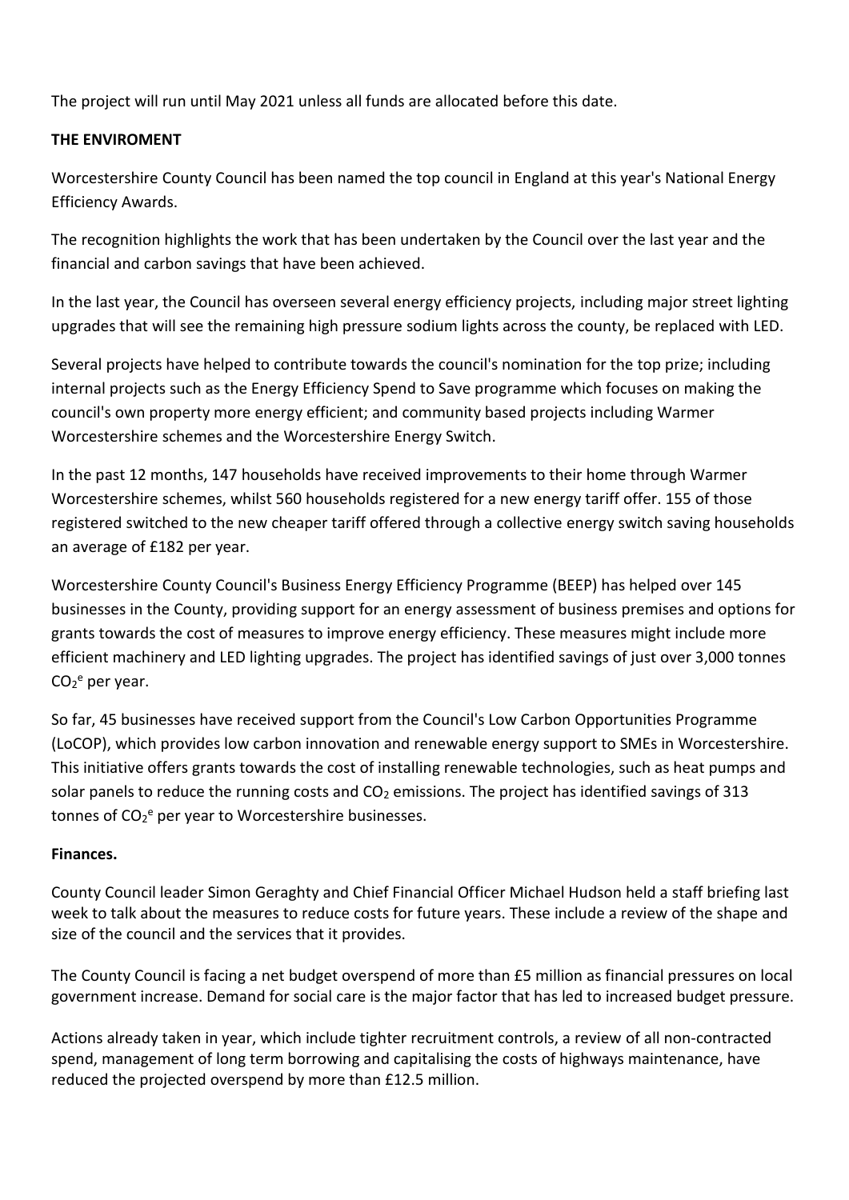The project will run until May 2021 unless all funds are allocated before this date.

**THE ENVIROMENT**

Worcestershire County Council has been named the top council in England at this year's National Energy Efficiency Awards.

The recognition highlights the work that has been undertaken by the Council over the last year and the financial and carbon savings that have been achieved.

In the last year, the Council has overseen several energy efficiency projects, including major street lighting upgrades that will see the remaining high pressure sodium lights across the county, be replaced with LED.

Several projects have helped to contribute towards the council's nomination for the top prize; including internal projects such as the Energy Efficiency Spend to Save programme which focuses on making the council's own property more energy efficient; and community based projects including Warmer Worcestershire schemes and the Worcestershire Energy Switch.

In the past 12 months, 147 households have received improvements to their home through Warmer Worcestershire schemes, whilst 560 households registered for a new energy tariff offer. 155 of those registered switched to the new cheaper tariff offered through a collective energy switch saving households an average of £182 per year.

Worcestershire County Council's Business Energy Efficiency Programme (BEEP) has helped over 145 businesses in the County, providing support for an energy assessment of business premises and options for grants towards the cost of measures to improve energy efficiency. These measures might include more efficient machinery and LED lighting upgrades. The project has identified savings of just over 3,000 tonnes $CO_2^e$ per year.

So far, 45 businesses have received support from the Council's Low Carbon Opportunities Programme (LoCOP), which provides low carbon innovation and renewable energy support to SMEs in Worcestershire. This initiative offers grants towards the cost of installing renewable technologies, such as heat pumps and solar panels to reduce the running costs and $CO_2$ emissions. The project has identified savings of 313 tonnes of $CO_2^e$ per year to Worcestershire businesses.

**Finances.**

County Council leader Simon Geraghty and Chief Financial Officer Michael Hudson held a staff briefing last week to talk about the measures to reduce costs for future years. These include a review of the shape and size of the council and the services that it provides.

The County Council is facing a net budget overspend of more than £5 million as financial pressures on local government increase. Demand for social care is the major factor that has led to increased budget pressure.

Actions already taken in year, which include tighter recruitment controls, a review of all non-contracted spend, management of long term borrowing and capitalising the costs of highways maintenance, have reduced the projected overspend by more than £12.5 million.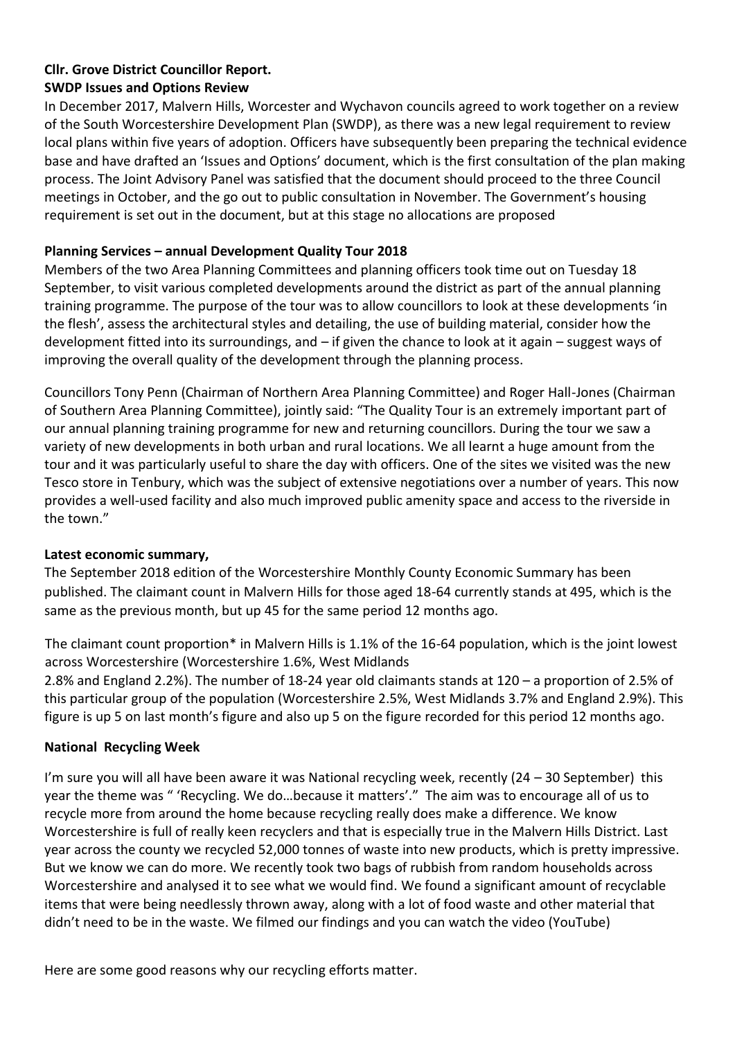**Cllr. Grove District Councillor Report.**

**SWDP Issues and Options Review**

In December 2017, Malvern Hills, Worcester and Wychavon councils agreed to work together on a review of the South Worcestershire Development Plan (SWDP), as there was a new legal requirement to review local plans within five years of adoption. Officers have subsequently been preparing the technical evidence base and have drafted an 'Issues and Options' document, which is the first consultation of the plan making process. The Joint Advisory Panel was satisfied that the document should proceed to the three Council meetings in October, and the go out to public consultation in November. The Government's housing requirement is set out in the document, but at this stage no allocations are proposed

**Planning Services – annual Development Quality Tour 2018**

Members of the two Area Planning Committees and planning officers took time out on Tuesday 18 September, to visit various completed developments around the district as part of the annual planning training programme. The purpose of the tour was to allow councillors to look at these developments 'in the flesh', assess the architectural styles and detailing, the use of building material, consider how the development fitted into its surroundings, and – if given the chance to look at it again – suggest ways of improving the overall quality of the development through the planning process.

Councillors Tony Penn (Chairman of Northern Area Planning Committee) and Roger Hall-Jones (Chairman of Southern Area Planning Committee), jointly said: "The Quality Tour is an extremely important part of our annual planning training programme for new and returning councillors. During the tour we saw a variety of new developments in both urban and rural locations. We all learnt a huge amount from the tour and it was particularly useful to share the day with officers. One of the sites we visited was the new Tesco store in Tenbury, which was the subject of extensive negotiations over a number of years. This now provides a well-used facility and also much improved public amenity space and access to the riverside in the town."

**Latest economic summary,**

The September 2018 edition of the Worcestershire Monthly County Economic Summary has been published. The claimant count in Malvern Hills for those aged 18-64 currently stands at 495, which is the same as the previous month, but up 45 for the same period 12 months ago.

The claimant count proportion* in Malvern Hills is 1.1% of the 16-64 population, which is the joint lowest across Worcestershire (Worcestershire 1.6%, West Midlands 2.8% and England 2.2%). The number of 18-24 year old claimants stands at 120 – a proportion of 2.5% of this particular group of the population (Worcestershire 2.5%, West Midlands 3.7% and England 2.9%). This figure is up 5 on last month's figure and also up 5 on the figure recorded for this period 12 months ago.

**National Recycling Week**

I'm sure you will all have been aware it was National recycling week, recently (24 – 30 September) this year the theme was " 'Recycling. We do…because it matters'." The aim was to encourage all of us to recycle more from around the home because recycling really does make a difference. We know Worcestershire is full of really keen recyclers and that is especially true in the Malvern Hills District. Last year across the county we recycled 52,000 tonnes of waste into new products, which is pretty impressive. But we know we can do more. We recently took two bags of rubbish from random households across Worcestershire and analysed it to see what we would find. We found a significant amount of recyclable items that were being needlessly thrown away, along with a lot of food waste and other material that didn't need to be in the waste. We filmed our findings and you can watch the video (YouTube)

Here are some good reasons why our recycling efforts matter.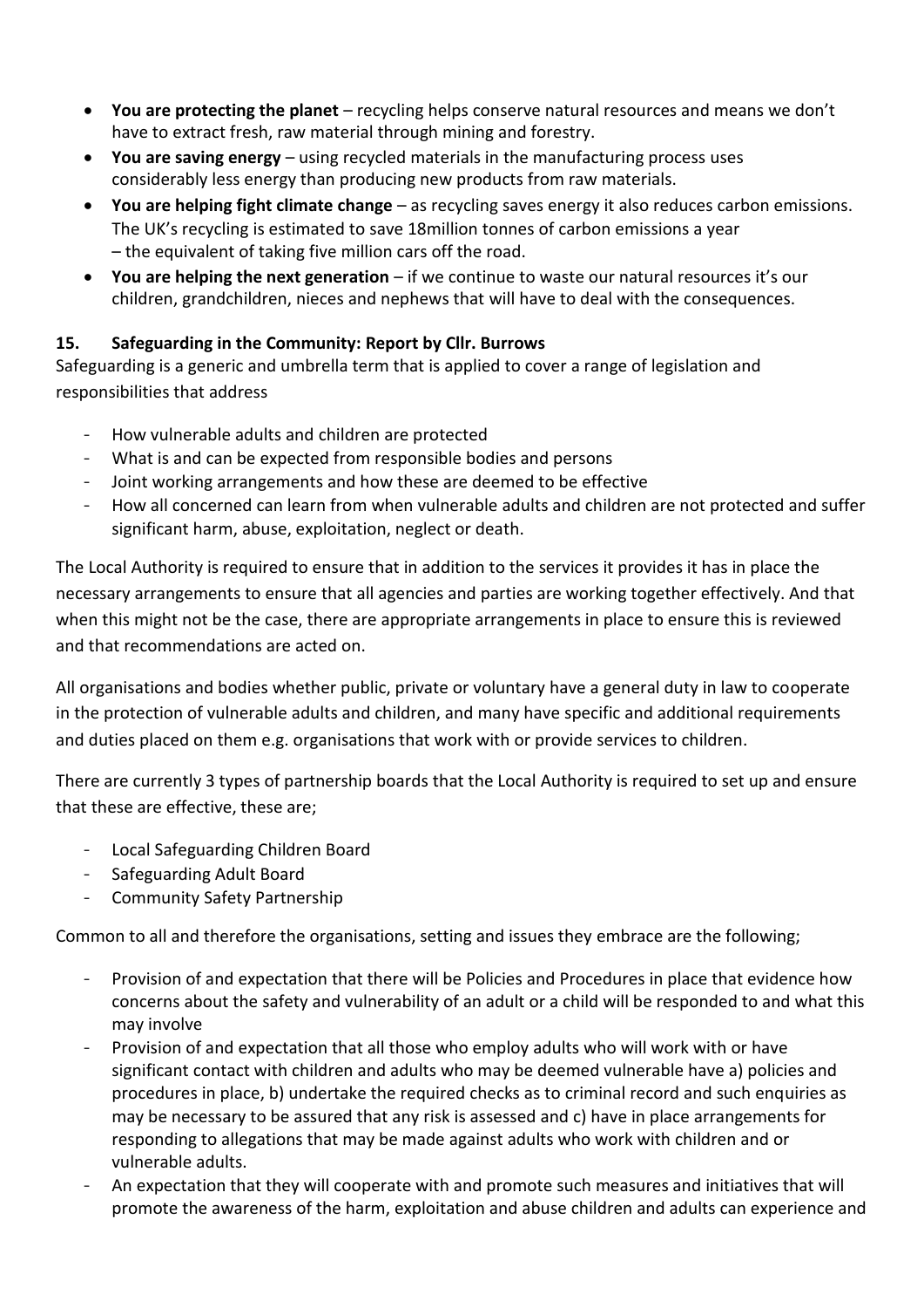- **You are protecting the planet** – recycling helps conserve natural resources and means we don't have to extract fresh, raw material through mining and forestry.
- **You are saving energy** – using recycled materials in the manufacturing process uses considerably less energy than producing new products from raw materials.
- **You are helping fight climate change** – as recycling saves energy it also reduces carbon emissions. The UK's recycling is estimated to save 18million tonnes of carbon emissions a year – the equivalent of taking five million cars off the road.
- **You are helping the next generation** – if we continue to waste our natural resources it's our children, grandchildren, nieces and nephews that will have to deal with the consequences.

### 15. Safeguarding in the Community: Report by Cllr. Burrows

Safeguarding is a generic and umbrella term that is applied to cover a range of legislation and responsibilities that address

- How vulnerable adults and children are protected
- What is and can be expected from responsible bodies and persons
- Joint working arrangements and how these are deemed to be effective
- How all concerned can learn from when vulnerable adults and children are not protected and suffer significant harm, abuse, exploitation, neglect or death.

The Local Authority is required to ensure that in addition to the services it provides it has in place the necessary arrangements to ensure that all agencies and parties are working together effectively. And that when this might not be the case, there are appropriate arrangements in place to ensure this is reviewed and that recommendations are acted on.

All organisations and bodies whether public, private or voluntary have a general duty in law to cooperate in the protection of vulnerable adults and children, and many have specific and additional requirements and duties placed on them e.g. organisations that work with or provide services to children.

There are currently 3 types of partnership boards that the Local Authority is required to set up and ensure that these are effective, these are;

- Local Safeguarding Children Board
- Safeguarding Adult Board
- Community Safety Partnership

Common to all and therefore the organisations, setting and issues they embrace are the following;

- Provision of and expectation that there will be Policies and Procedures in place that evidence how concerns about the safety and vulnerability of an adult or a child will be responded to and what this may involve
- Provision of and expectation that all those who employ adults who will work with or have significant contact with children and adults who may be deemed vulnerable have a) policies and procedures in place, b) undertake the required checks as to criminal record and such enquiries as may be necessary to be assured that any risk is assessed and c) have in place arrangements for responding to allegations that may be made against adults who work with children and or vulnerable adults.
- An expectation that they will cooperate with and promote such measures and initiatives that will promote the awareness of the harm, exploitation and abuse children and adults can experience and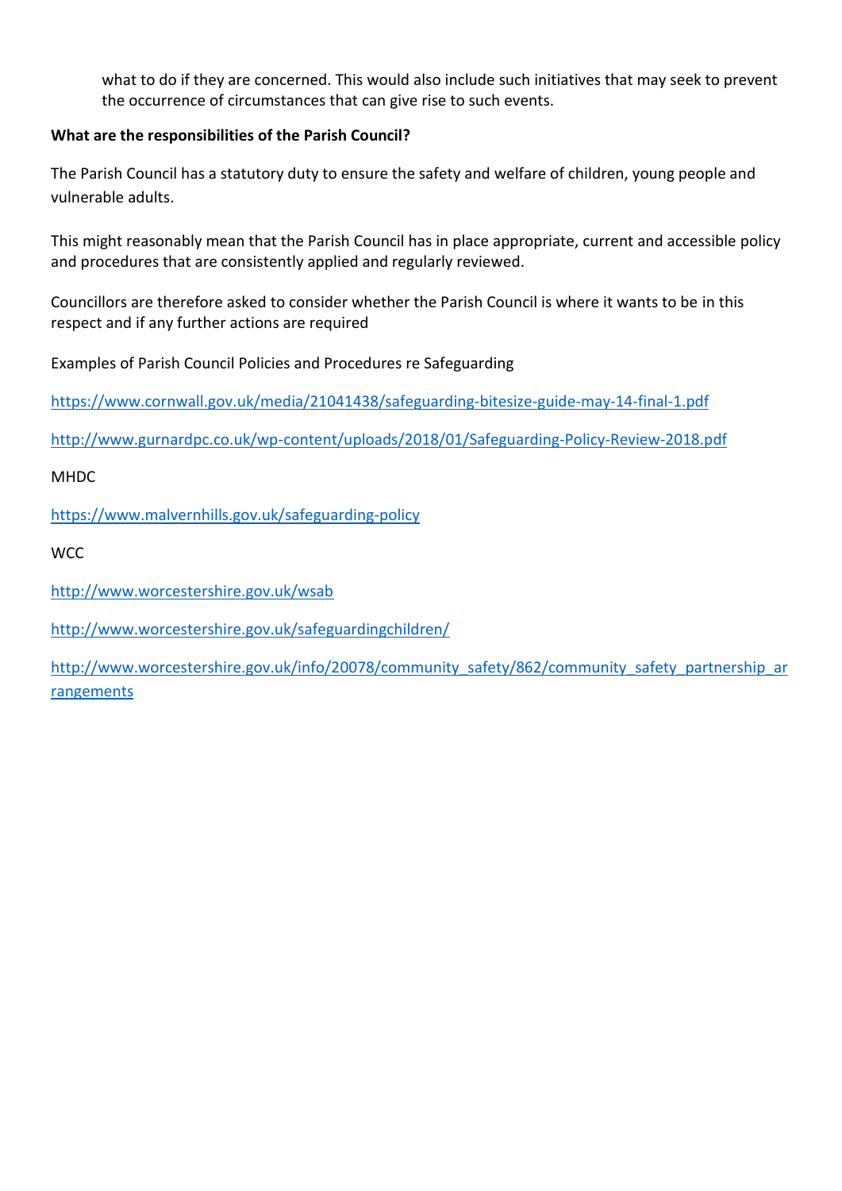what to do if they are concerned. This would also include such initiatives that may seek to prevent the occurrence of circumstances that can give rise to such events.

**What are the responsibilities of the Parish Council?**

The Parish Council has a statutory duty to ensure the safety and welfare of children, young people and vulnerable adults.

This might reasonably mean that the Parish Council has in place appropriate, current and accessible policy and procedures that are consistently applied and regularly reviewed.

Councillors are therefore asked to consider whether the Parish Council is where it wants to be in this respect and if any further actions are required

Examples of Parish Council Policies and Procedures re Safeguarding

https://www.cornwall.gov.uk/media/21041438/safeguarding-bitesize-guide-may-14-final-1.pdf

http://www.gurnardpc.co.uk/wp-content/uploads/2018/01/Safeguarding-Policy-Review-2018.pdf

MHDC

https://www.malvernhills.gov.uk/safeguarding-policy

WCC

http://www.worcestershire.gov.uk/wsab

http://www.worcestershire.gov.uk/safeguardingchildren/

http://www.worcestershire.gov.uk/info/20078/community_safety/862/community_safety_partnership_arrangements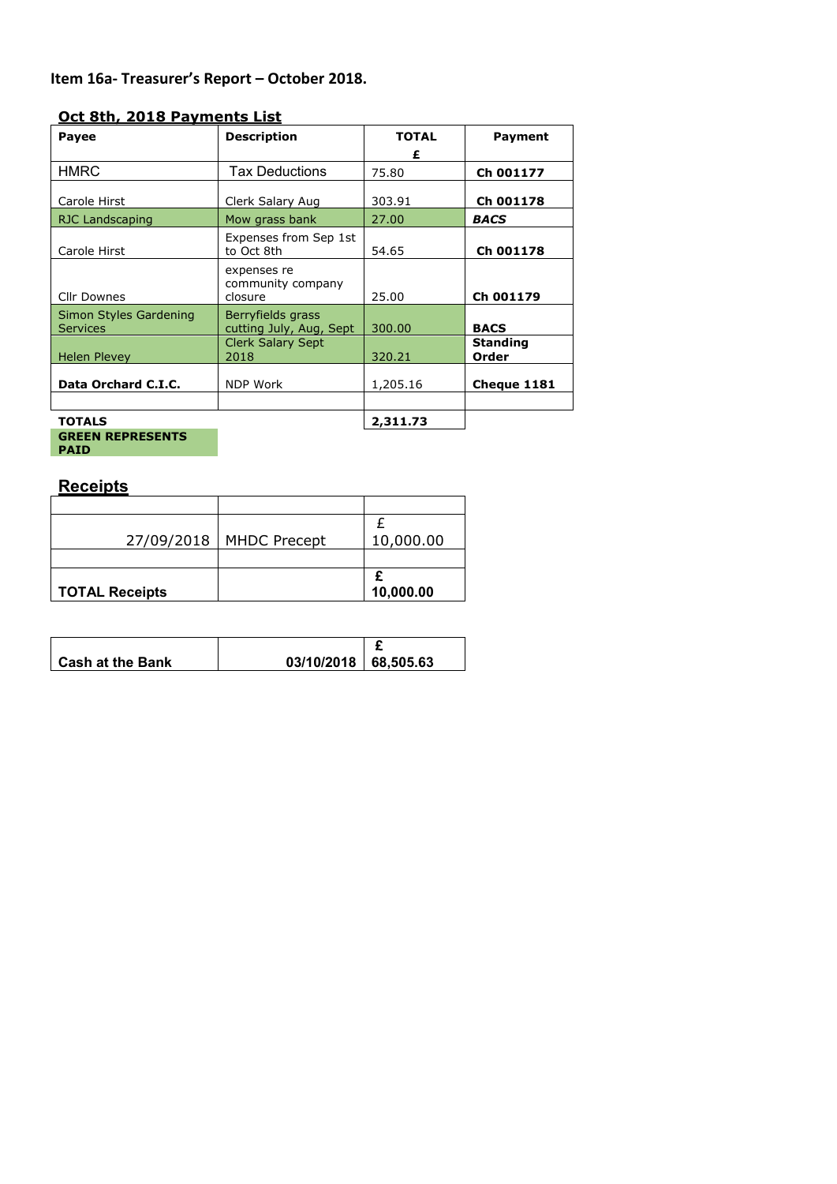**Item 16a- Treasurer's Report – October 2018.**

## Oct 8th, 2018 Payments List

| Payee | Description | TOTAL £ | Payment |
|---|---|---|---|
| HMRC | Tax Deductions | 75.80 | **Ch 001177** |
| Carole Hirst | Clerk Salary Aug | 303.91 | **Ch 001178** |
| RJC Landscaping | Mow grass bank | 27.00 | ***BACS*** |
| Carole Hirst | Expenses from Sep 1st to Oct 8th | 54.65 | **Ch 001178** |
| Cllr Downes | expenses re community company closure | 25.00 | **Ch 001179** |
| Simon Styles Gardening Services | Berryfields grass cutting July, Aug, Sept | 300.00 | **BACS** |
| Helen Plevey | Clerk Salary Sept 2018 | 320.21 | **Standing Order** |
| **Data Orchard C.I.C.** | NDP Work | 1,205.16 | **Cheque 1181** |
| | | | |
| **TOTALS** | | **2,311.73** | |

**GREEN REPRESENTS PAID**

## Receipts

| | | |
|---|---|---|
| | | |
| 27/09/2018 | MHDC Precept | £ 10,000.00 |
| | | |
| **TOTAL Receipts** | | **£ 10,000.00** |

| | | |
|---|---|---|
| **Cash at the Bank** | **03/10/2018** | **£ 68,505.63** |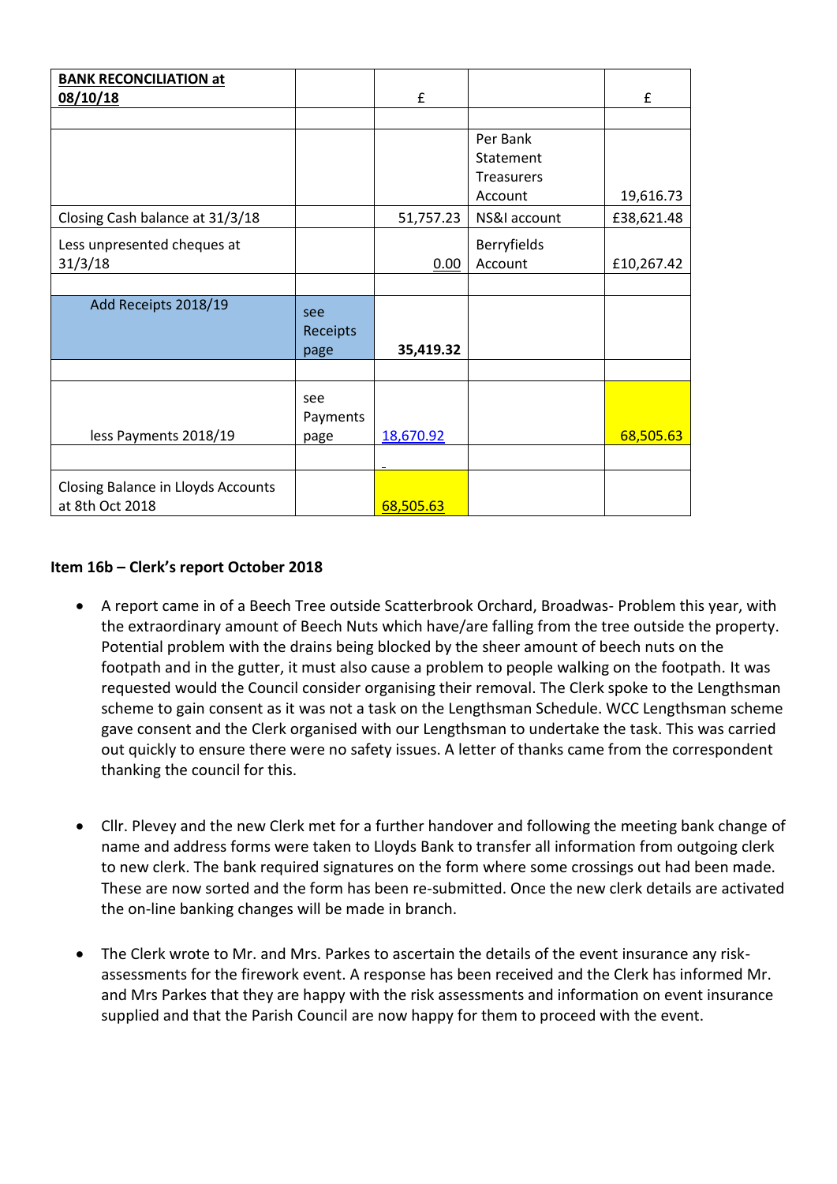| **BANK RECONCILIATION at 08/10/18** | | £ | | £ |
|---|---|---|---|---|
| | | | | |
| | | | Per Bank Statement Treasurers Account | 19,616.73 |
| Closing Cash balance at 31/3/18 | | 51,757.23 | NS&I account | £38,621.48 |
| Less unpresented cheques at 31/3/18 | | 0.00 | Berryfields Account | £10,267.42 |
| | | | | |
| Add Receipts 2018/19 | see Receipts page | **35,419.32** | | |
| | | | | |
| less Payments 2018/19 | see Payments page | 18,670.92 | | 68,505.63 |
| | | - | | |
| Closing Balance in Lloyds Accounts at 8th Oct 2018 | | 68,505.63 | | |

**Item 16b – Clerk's report October 2018**

- A report came in of a Beech Tree outside Scatterbrook Orchard, Broadwas- Problem this year, with the extraordinary amount of Beech Nuts which have/are falling from the tree outside the property. Potential problem with the drains being blocked by the sheer amount of beech nuts on the footpath and in the gutter, it must also cause a problem to people walking on the footpath. It was requested would the Council consider organising their removal. The Clerk spoke to the Lengthsman scheme to gain consent as it was not a task on the Lengthsman Schedule. WCC Lengthsman scheme gave consent and the Clerk organised with our Lengthsman to undertake the task. This was carried out quickly to ensure there were no safety issues. A letter of thanks came from the correspondent thanking the council for this.

- Cllr. Plevey and the new Clerk met for a further handover and following the meeting bank change of name and address forms were taken to Lloyds Bank to transfer all information from outgoing clerk to new clerk. The bank required signatures on the form where some crossings out had been made. These are now sorted and the form has been re-submitted. Once the new clerk details are activated the on-line banking changes will be made in branch.

- The Clerk wrote to Mr. and Mrs. Parkes to ascertain the details of the event insurance any risk-assessments for the firework event. A response has been received and the Clerk has informed Mr. and Mrs Parkes that they are happy with the risk assessments and information on event insurance supplied and that the Parish Council are now happy for them to proceed with the event.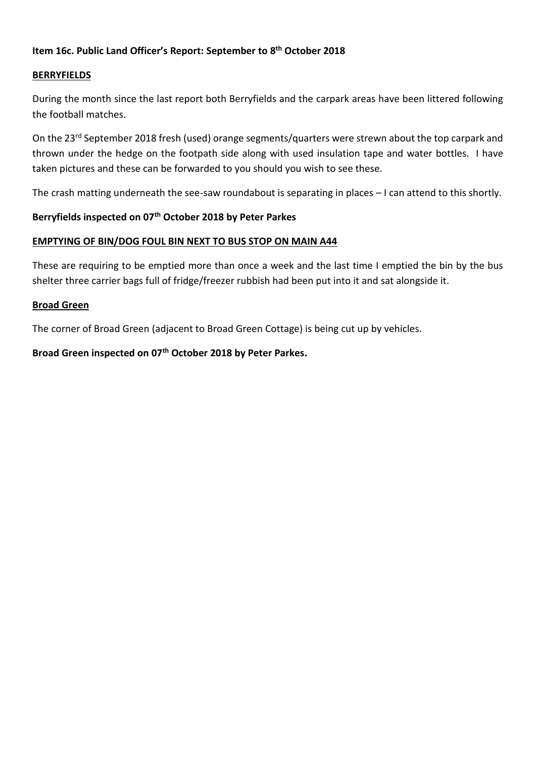**Item 16c. Public Land Officer's Report: September to 8th October 2018**

**BERRYFIELDS**

During the month since the last report both Berryfields and the carpark areas have been littered following the football matches.

On the 23rd September 2018 fresh (used) orange segments/quarters were strewn about the top carpark and thrown under the hedge on the footpath side along with used insulation tape and water bottles. I have taken pictures and these can be forwarded to you should you wish to see these.

The crash matting underneath the see-saw roundabout is separating in places – I can attend to this shortly.

**Berryfields inspected on 07th October 2018 by Peter Parkes**

**EMPTYING OF BIN/DOG FOUL BIN NEXT TO BUS STOP ON MAIN A44**

These are requiring to be emptied more than once a week and the last time I emptied the bin by the bus shelter three carrier bags full of fridge/freezer rubbish had been put into it and sat alongside it.

**Broad Green**

The corner of Broad Green (adjacent to Broad Green Cottage) is being cut up by vehicles.

**Broad Green inspected on 07th October 2018 by Peter Parkes.**